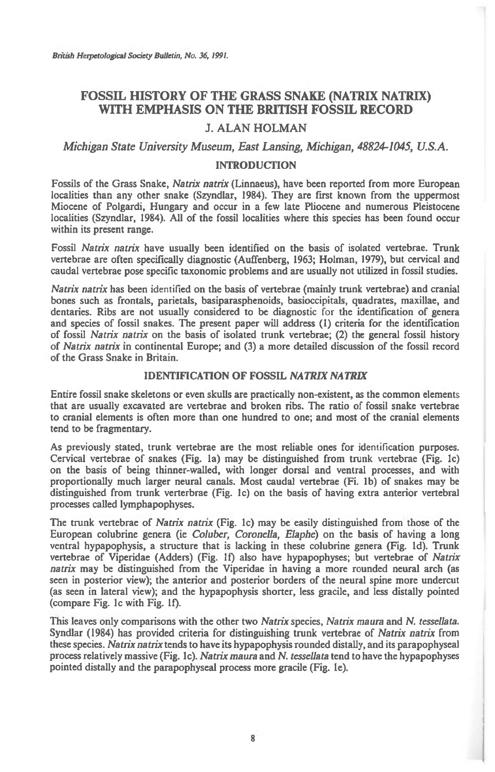# FOSSIL HISTORY OF THE GRASS SNAKE (NATRIX NATRIX) WITH EMPHASIS ON THE BRITISH FOSSIL RECORD

## J. ALAN HOLMAN

*Michigan State University Museum, East Lansing, Michigan, 48824-1045, U.S.A.*

## INTRODUCTION

Fossils of the Grass Snake, *Natrix natrix* (Linnaeus), have been reported from more European localities than any other snake (Szyndlar, 1984). They are first known from the uppermost Miocene of Polgardi, Hungary and occur in a few late Pliocene and numerous Pleistocene localities (Szyndlar, 1984). All of the fossil localities where this species has been found occur within its present range.

Fossil *Natrix natrix* have usually been identified on the basis of isolated vertebrae. Trunk vertebrae are often specifically diagnostic (Auffenberg, 1963; Holman, 1979), but cervical and caudal vertebrae pose specific taxonomic problems and are usually not utilized in fossil studies.

*Natrix natrix* has been identified on the basis of vertebrae (mainly trunk vertebrae) and cranial bones such as frontals, parietals, basiparasphenoids, basioccipitals, quadrates, maxillae, and dentaries. Ribs are not usually considered to be diagnostic for the identification of genera and species of fossil snakes. The present paper will address (1) criteria for the identification of fossil *Natrix natrix* on the basis of isolated trunk vertebrae; (2) the general fossil history of *Natrix natrix* in continental Europe; and (3) a more detailed discussion of the fossil record of the Grass Snake in Britain.

## IDENTIFICATION OF FOSSIL *NATRIX NATRIX*

Entire fossil snake skeletons or even skulls are practically non-existent, as the common elements that are usually excavated are vertebrae and broken ribs. The ratio of fossil snake vertebrae to cranial elements is often more than one hundred to one; and most of the cranial elements tend to be fragmentary.

As previously stated, trunk vertebrae are the most reliable ones for identification purposes. Cervical vertebrae of snakes (Fig. 1a) may be distinguished from trunk vertebrae (Fig. 1c) on the basis of being thinner-walled, with longer dorsal and ventral processes, and with proportionally much larger neural canals. Most caudal vertebrae (Fi. 1b) of snakes may be distinguished from trunk verterbrae (Fig. 1c) on the basis of having extra anterior vertebral processes called lymphapophyses.

The trunk vertebrae of *Natrix natrix* (Fig. 1c) may be easily distinguished from those of the European colubrine genera (ie *Coluber, Coronella, Elaphe*) on the basis of having a long ventral hypapophysis, a structure that is lacking in these colubrine genera (Fig. 1d). Trunk vertebrae of Viperidae (Adders) (Fig. 1f) also have hypapophyses; but vertebrae of *Natrix natrix* may be distinguished from the Viperidae in having a more rounded neural arch (as seen in posterior view); the anterior and posterior borders of the neural spine more undercut (as seen in lateral view); and the hypapophysis shorter, less gracile, and less distally pointed (compare Fig. 1c with Fig. 1f).

This leaves only comparisons with the other two *Natrix* species, *Natrix maura* and *N. tessellata*. Syndlar (1984) has provided criteria for distinguishing trunk vertebrae of *Natrix natrix* from these species. *Natrix natrix* tends to have its hypapophysis rounded distally, and its parapophyseal process relatively massive (Fig. 1c). *Natrix maura* and *N. tessellata* tend to have the hypapophyses pointed distally and the parapophyseal process more gracile (Fig. 1e).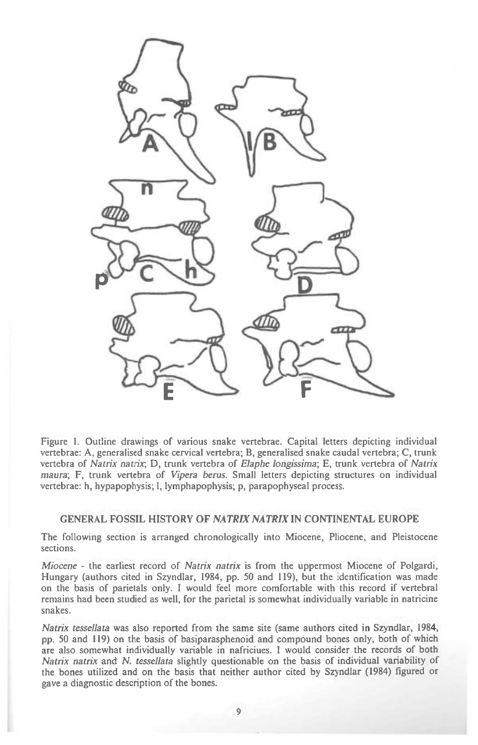Figure 1. Outline drawings of various snake vertebrae. Capital letters depicting individual vertebrae: A, generalised snake cervical vertebra; B, generalised snake caudal vertebra; C, trunk vertebra of *Natrix natrix*; D, trunk vertebra of *Elaphe longissima*; E, trunk vertebra of *Natrix maura*; F, trunk vertebra of *Vipera berus*. Small letters depicting structures on individual vertebrae: h, hypapophysis; l, lymphapophysis; p, parapophyseal process.

## GENERAL FOSSIL HISTORY OF *NATRIX NATRIX* IN CONTINENTAL EUROPE

The following section is arranged chronologically into Miocene, Pliocene, and Pleistocene sections.

*Miocene* - the earliest record of *Natrix natrix* is from the uppermost Miocene of Polgardi, Hungary (authors cited in Szyndlar, 1984, pp. 50 and 119), but the identification was made on the basis of parietals only. I would feel more comfortable with this record if vertebral remains had been studied as well, for the parietal is somewhat individually variable in natricine snakes.

*Natrix tessellata* was also reported from the same site (same authors cited in Szyndlar, 1984, pp. 50 and 119) on the basis of basiparasphenoid and compound bones only, both of which are also somewhat individually variable in nafriciues. I would consider the records of both *Natrix natrix* and *N. tessellata* slightly questionable on the basis of individual variability of the bones utilized and on the basis that neither author cited by Szyndlar (1984) figured or gave a diagnostic description of the bones.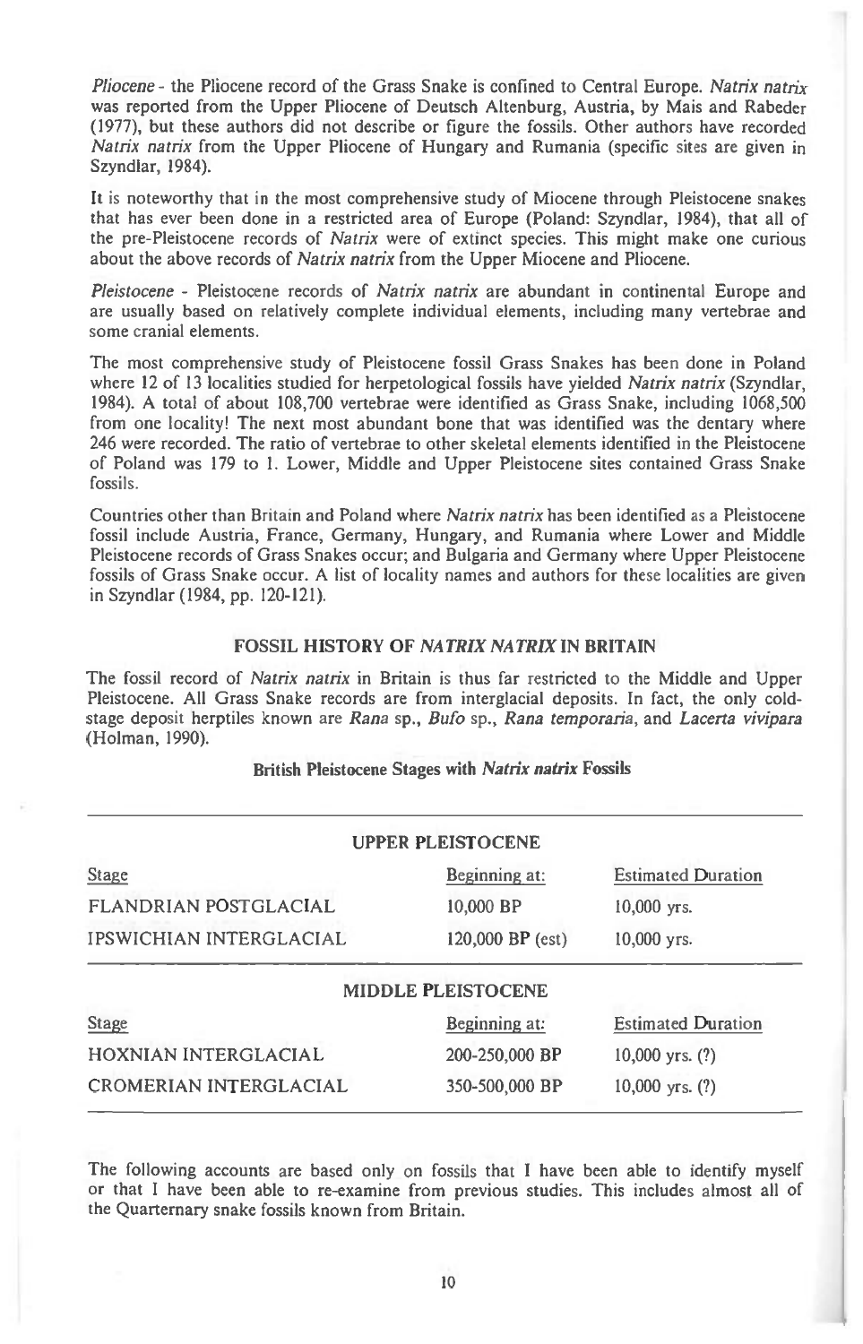*Pliocene* - the Pliocene record of the Grass Snake is confined to Central Europe. *Natrix natrix* was reported from the Upper Pliocene of Deutsch Altenburg, Austria, by Mais and Rabeder (1977), but these authors did not describe or figure the fossils. Other authors have recorded *Natrix natrix* from the Upper Pliocene of Hungary and Rumania (specific sites are given in Szyndlar, 1984).

It is noteworthy that in the most comprehensive study of Miocene through Pleistocene snakes that has ever been done in a restricted area of Europe (Poland: Szyndlar, 1984), that all of the pre-Pleistocene records of *Natrix* were of extinct species. This might make one curious about the above records of *Natrix natrix* from the Upper Miocene and Pliocene.

*Pleistocene* - Pleistocene records of *Natrix natrix* are abundant in continental Europe and are usually based on relatively complete individual elements, including many vertebrae and some cranial elements.

The most comprehensive study of Pleistocene fossil Grass Snakes has been done in Poland where 12 of 13 localities studied for herpetological fossils have yielded *Natrix natrix* (Szyndlar, 1984). A total of about 108,700 vertebrae were identified as Grass Snake, including 1068,500 from one locality! The next most abundant bone that was identified was the dentary where 246 were recorded. The ratio of vertebrae to other skeletal elements identified in the Pleistocene of Poland was 179 to 1. Lower, Middle and Upper Pleistocene sites contained Grass Snake fossils.

Countries other than Britain and Poland where *Natrix natrix* has been identified as a Pleistocene fossil include Austria, France, Germany, Hungary, and Rumania where Lower and Middle Pleistocene records of Grass Snakes occur; and Bulgaria and Germany where Upper Pleistocene fossils of Grass Snake occur. A list of locality names and authors for these localities are given in Szyndlar (1984, pp. 120-121).

## FOSSIL HISTORY OF *NATRIX NATRIX* IN BRITAIN

The fossil record of *Natrix natrix* in Britain is thus far restricted to the Middle and Upper Pleistocene. All Grass Snake records are from interglacial deposits. In fact, the only cold-stage deposit herptiles known are *Rana* sp., *Bufo* sp., *Rana temporaria*, and *Lacerta vivipara* (Holman, 1990).

**British Pleistocene Stages with *Natrix natrix* Fossils**

| UPPER PLEISTOCENE | | |
|---|---|---|
| Stage | Beginning at: | Estimated Duration |
| FLANDRIAN POSTGLACIAL | 10,000 BP | 10,000 yrs. |
| IPSWICHIAN INTERGLACIAL | 120,000 BP (est) | 10,000 yrs. |
| **MIDDLE PLEISTOCENE** | | |
| Stage | Beginning at: | Estimated Duration |
| HOXNIAN INTERGLACIAL | 200-250,000 BP | 10,000 yrs. (?) |
| CROMERIAN INTERGLACIAL | 350-500,000 BP | 10,000 yrs. (?) |

The following accounts are based only on fossils that I have been able to identify myself or that I have been able to re-examine from previous studies. This includes almost all of the Quarternary snake fossils known from Britain.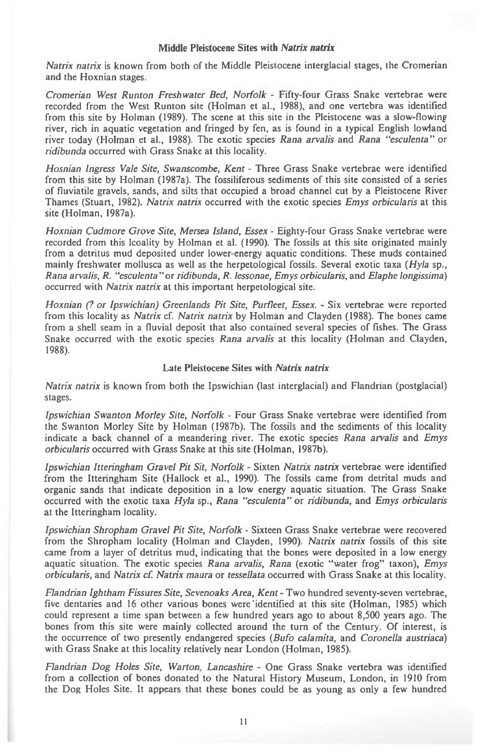## Middle Pleistocene Sites with *Natrix natrix*

*Natrix natrix* is known from both of the Middle Pleistocene interglacial stages, the Cromerian and the Hoxnian stages.

*Cromerian West Runton Freshwater Bed, Norfolk* - Fifty-four Grass Snake vertebrae were recorded from the West Runton site (Holman et al., 1988), and one vertebra was identified from this site by Holman (1989). The scene at this site in the Pleistocene was a slow-flowing river, rich in aquatic vegetation and fringed by fen, as is found in a typical English lowland river today (Holman et al., 1988). The exotic species *Rana arvalis* and *Rana "esculenta"* or *ridibunda* occurred with Grass Snake at this locality.

*Hosnian Ingress Vale Site, Swanscombe, Kent* - Three Grass Snake vertebrae were identified from this site by Holman (1987a). The fossiliferous sediments of this site consisted of a series of fluviatile gravels, sands, and silts that occupied a broad channel cut by a Pleistocene River Thames (Stuart, 1982). *Natrix natrix* occurred with the exotic species *Emys orbicularis* at this site (Holman, 1987a).

*Hoxnian Cudmore Grove Site, Mersea Island, Essex* - Eighty-four Grass Snake vertebrae were recorded from this lcoality by Holman et al. (1990). The fossils at this site originated mainly from a detritus mud deposited under lower-energy aquatic conditions. These muds contained mainly freshwater mollusca as well as the herpetological fossils. Several exotic taxa (*Hyla* sp., *Rana arvalis, R. "esculenta"* or *ridibunda, R. lessonae, Emys orbicularis*, and *Elaphe longissima*) occurred with *Natrix natrix* at this important herpetological site.

*Hoxnian (? or Ipswichian) Greenlands Pit Site, Purfleet, Essex.* - Six vertebrae were reported from this locality as *Natrix* cf. *Natrix natrix* by Holman and Clayden (1988). The bones came from a shell seam in a fluvial deposit that also contained several species of fishes. The Grass Snake occurred with the exotic species *Rana arvalis* at this locality (Holman and Clayden, 1988).

## Late Pleistocene Sites with *Natrix natrix*

*Natrix natrix* is known from both the Ipswichian (last interglacial) and Flandrian (postglacial) stages.

*Ipswichian Swanton Morley Site, Norfolk* - Four Grass Snake vertebrae were identified from the Swanton Morley Site by Holman (1987b). The fossils and the sediments of this locality indicate a back channel of a meandering river. The exotic species *Rana arvalis* and *Emys orbicularis* occurred with Grass Snake at this site (Holman, 1987b).

*Ipswichian Itteringham Gravel Pit Sit, Norfolk* - Sixten *Natrix natrix* vertebrae were identified from the Itteringham Site (Hallock et al., 1990). The fossils came from detrital muds and organic sands that indicate deposition in a low energy aquatic situation. The Grass Snake occurred with the exotic taxa *Hyla* sp., *Rana "esculenta"* or *ridibunda*, and *Emys orbicularis* at the Itteringham locality.

*Ipswichian Shropham Gravel Pit Site, Norfolk* - Sixteen Grass Snake vertebrae were recovered from the Shropham locality (Holman and Clayden, 1990). *Natrix natrix* fossils of this site came from a layer of detritus mud, indicating that the bones were deposited in a low energy aquatic situation. The exotic species *Rana arvalis, Rana* (exotic "water frog" taxon), *Emys orbicularis*, and *Natrix cf. Natrix maura* or *tessellata* occurred with Grass Snake at this locality.

*Flandrian Ightham Fissures Site, Sevenoaks Area, Kent* - Two hundred seventy-seven vertebrae, five dentaries and 16 other various bones were identified at this site (Holman, 1985) which could represent a time span between a few hundred years ago to about 8,500 years ago. The bones from this site were mainly collected around the turn of the Century. Of interest, is the occurrence of two presently endangered species (*Bufo calamita*, and *Coronella austriaca*) with Grass Snake at this locality relatively near London (Holman, 1985).

*Flandrian Dog Holes Site, Warton, Lancashire* - One Grass Snake vertebra was identified from a collection of bones donated to the Natural History Museum, London, in 1910 from the Dog Holes Site. It appears that these bones could be as young as only a few hundred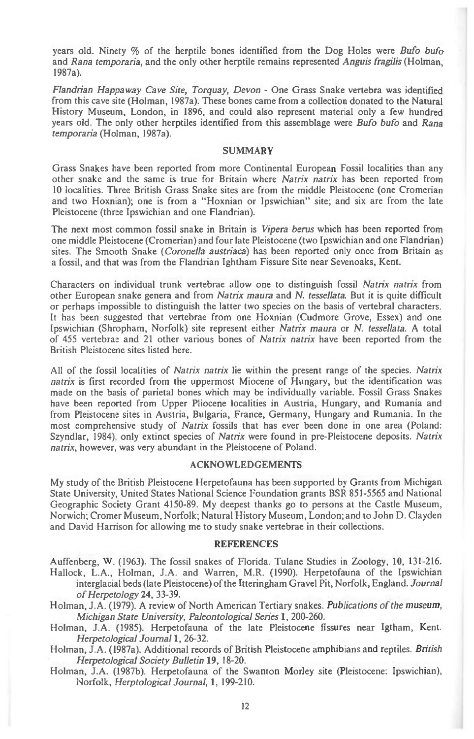years old. Ninety % of the herptile bones identified from the Dog Holes were *Bufo bufo* and *Rana temporaria*, and the only other herptile remains represented *Anguis fragilis* (Holman, 1987a).

*Flandrian Happaway Cave Site, Torquay, Devon* - One Grass Snake vertebra was identified from this cave site (Holman, 1987a). These bones came from a collection donated to the Natural History Museum, London, in 1896, and could also represent material only a few hundred years old. The only other herptiles identified from this assemblage were *Bufo bufo* and *Rana temporaria* (Holman, 1987a).

## SUMMARY

Grass Snakes have been reported from more Continental European Fossil localities than any other snake and the same is true for Britain where *Natrix natrix* has been reported from 10 localities. Three British Grass Snake sites are from the middle Pleistocene (one Cromerian and two Hoxnian); one is from a "Hoxnian or Ipswichian" site; and six are from the late Pleistocene (three Ipswichian and one Flandrian).

The next most common fossil snake in Britain is *Vipera berus* which has been reported from one middle Pleistocene (Cromerian) and four late Pleistocene (two Ipswichian and one Flandrian) sites. The Smooth Snake (*Coronella austriaca*) has been reported only once from Britain as a fossil, and that was from the Flandrian Ightham Fissure Site near Sevenoaks, Kent.

Characters on individual trunk vertebrae allow one to distinguish fossil *Natrix natrix* from other European snake genera and from *Natrix maura* and *N. tessellata*. But it is quite difficult or perhaps impossible to distinguish the latter two species on the basis of vertebral characters. It has been suggested that vertebrae from one Hoxnian (Cudmore Grove, Essex) and one Ipswichian (Shropham, Norfolk) site represent either *Natrix maura* or *N. tessellata*. A total of 455 vertebrae and 21 other various bones of *Natrix natrix* have been reported from the British Pleistocene sites listed here.

All of the fossil localities of *Natrix natrix* lie within the present range of the species. *Natrix natrix* is first recorded from the uppermost Miocene of Hungary, but the identification was made on the basis of parietal bones which may be individually variable. Fossil Grass Snakes have been reported from Upper Pliocene localities in Austria, Hungary, and Rumania and from Pleistocene sites in Austria, Bulgaria, France, Germany, Hungary and Rumania. In the most comprehensive study of *Natrix* fossils that has ever been done in one area (Poland: Szyndlar, 1984), only extinct species of *Natrix* were found in pre-Pleistocene deposits. *Natrix natrix*, however, was very abundant in the Pleistocene of Poland.

## ACKNOWLEDGEMENTS

My study of the British Pleistocene Herpetofauna has been supported by Grants from Michigan State University, United States National Science Foundation grants BSR 851-5565 and National Geographic Society Grant 4150-89. My deepest thanks go to persons at the Castle Museum, Norwich; Cromer Museum, Norfolk; Natural History Museum, London; and to John D. Clayden and David Harrison for allowing me to study snake vertebrae in their collections.

## REFERENCES

Auffenberg, W. (1963). The fossil snakes of Florida. Tulane Studies in Zoology, **10**, 131-216.

Hallock, L.A., Holman, J.A. and Warren, M.R. (1990). Herpetofauna of the Ipswichian interglacial beds (late Pleistocene) of the Itteringham Gravel Pit, Norfolk, England. *Journal of Herpetology* **24**, 33-39.

Holman, J.A. (1979). A review of North American Tertiary snakes. *Publications of the museum, Michigan State University, Paleontological Series* **1**, 200-260.

Holman, J.A. (1985). Herpetofauna of the late Pleistocene fissures near Igtham, Kent. *Herpetological Journal* **1**, 26-32.

Holman, J.A. (1987a). Additional records of British Pleistocene amphibians and reptiles. *British Herpetological Society Bulletin* **19**, 18-20.

Holman, J.A. (1987b). Herpetofauna of the Swanton Morley site (Pleistocene: Ipswichian), Norfolk, *Herptological Journal*, **1**, 199-210.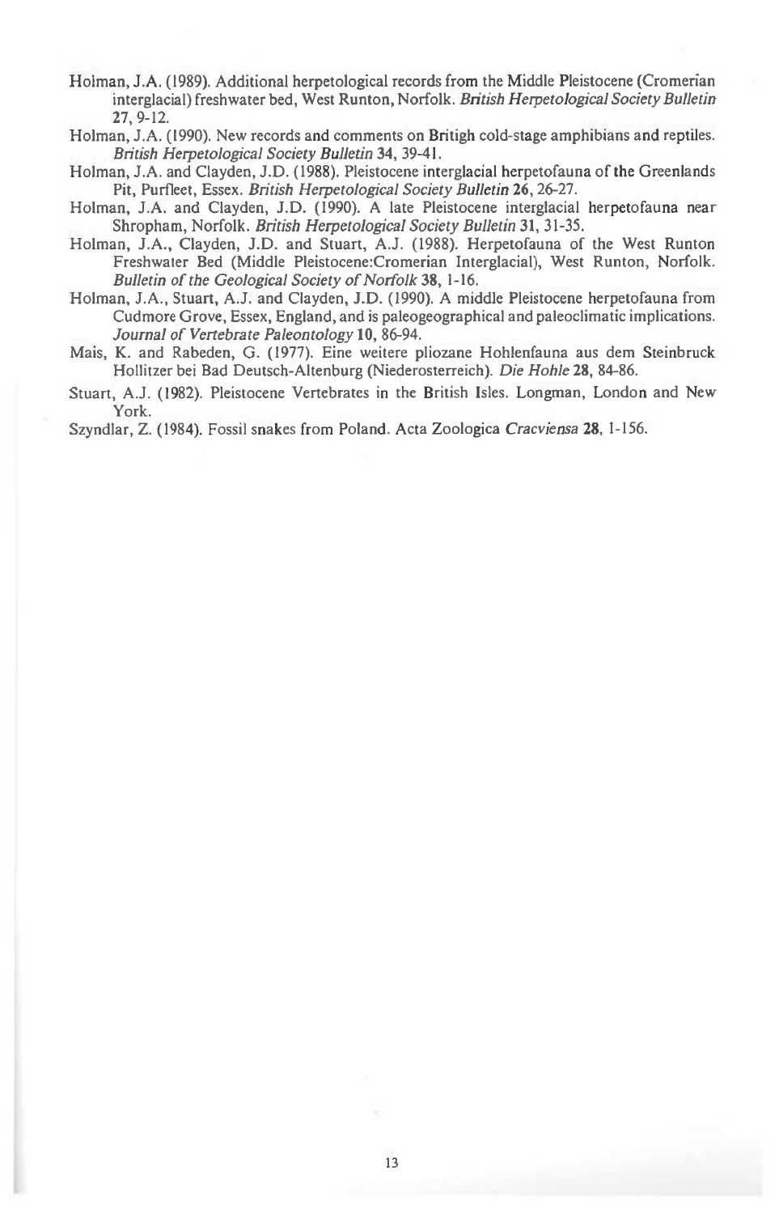Holman, J.A. (1989). Additional herpetological records from the Middle Pleistocene (Cromerian interglacial) freshwater bed, West Runton, Norfolk. *British Herpetological Society Bulletin* **27**, 9-12.

Holman, J.A. (1990). New records and comments on Britigh cold-stage amphibians and reptiles. *British Herpetological Society Bulletin* **34**, 39-41.

Holman, J.A. and Clayden, J.D. (1988). Pleistocene interglacial herpetofauna of the Greenlands Pit, Purfleet, Essex. *British Herpetological Society Bulletin* **26**, 26-27.

Holman, J.A. and Clayden, J.D. (1990). A late Pleistocene interglacial herpetofauna near Shropham, Norfolk. *British Herpetological Society Bulletin* **31**, 31-35.

Holman, J.A., Clayden, J.D. and Stuart, A.J. (1988). Herpetofauna of the West Runton Freshwater Bed (Middle Pleistocene:Cromerian Interglacial), West Runton, Norfolk. *Bulletin of the Geological Society of Norfolk* **38**, 1-16.

Holman, J.A., Stuart, A.J. and Clayden, J.D. (1990). A middle Pleistocene herpetofauna from Cudmore Grove, Essex, England, and is paleogeographical and paleoclimatic implications. *Journal of Vertebrate Paleontology* **10**, 86-94.

Mais, K. and Rabeden, G. (1977). Eine weitere pliozane Hohlenfauna aus dem Steinbruck Hollitzer bei Bad Deutsch-Altenburg (Niederosterreich). *Die Hohle* **28**, 84-86.

Stuart, A.J. (1982). Pleistocene Vertebrates in the British Isles. Longman, London and New York.

Szyndlar, Z. (1984). Fossil snakes from Poland. Acta Zoologica *Cracviensa* **28**, 1-156.